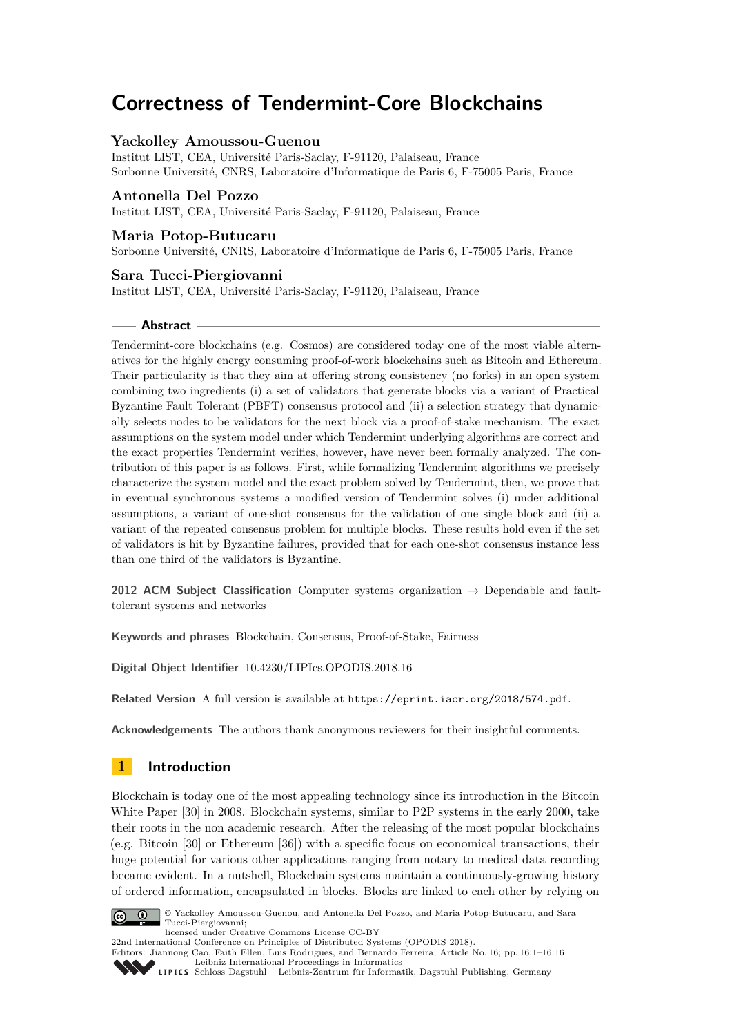# Correctness of Tendermint-Core Blockchains

**Yackolley Amoussou-Guenou**
Institut LIST, CEA, Université Paris-Saclay, F-91120, Palaiseau, France
Sorbonne Université, CNRS, Laboratoire d'Informatique de Paris 6, F-75005 Paris, France

**Antonella Del Pozzo**
Institut LIST, CEA, Université Paris-Saclay, F-91120, Palaiseau, France

**Maria Potop-Butucaru**
Sorbonne Université, CNRS, Laboratoire d'Informatique de Paris 6, F-75005 Paris, France

**Sara Tucci-Piergiovanni**
Institut LIST, CEA, Université Paris-Saclay, F-91120, Palaiseau, France

## Abstract

Tendermint-core blockchains (e.g. Cosmos) are considered today one of the most viable alternatives for the highly energy consuming proof-of-work blockchains such as Bitcoin and Ethereum. Their particularity is that they aim at offering strong consistency (no forks) in an open system combining two ingredients (i) a set of validators that generate blocks via a variant of Practical Byzantine Fault Tolerant (PBFT) consensus protocol and (ii) a selection strategy that dynamically selects nodes to be validators for the next block via a proof-of-stake mechanism. The exact assumptions on the system model under which Tendermint underlying algorithms are correct and the exact properties Tendermint verifies, however, have never been formally analyzed. The contribution of this paper is as follows. First, while formalizing Tendermint algorithms we precisely characterize the system model and the exact problem solved by Tendermint, then, we prove that in eventual synchronous systems a modified version of Tendermint solves (i) under additional assumptions, a variant of one-shot consensus for the validation of one single block and (ii) a variant of the repeated consensus problem for multiple blocks. These results hold even if the set of validators is hit by Byzantine failures, provided that for each one-shot consensus instance less than one third of the validators is Byzantine.

**2012 ACM Subject Classification** Computer systems organization → Dependable and fault-tolerant systems and networks

**Keywords and phrases** Blockchain, Consensus, Proof-of-Stake, Fairness

**Digital Object Identifier** 10.4230/LIPIcs.OPODIS.2018.16

**Related Version** A full version is available at https://eprint.iacr.org/2018/574.pdf.

**Acknowledgements** The authors thank anonymous reviewers for their insightful comments.

## 1 Introduction

Blockchain is today one of the most appealing technology since its introduction in the Bitcoin White Paper [30] in 2008. Blockchain systems, similar to P2P systems in the early 2000, take their roots in the non academic research. After the releasing of the most popular blockchains (e.g. Bitcoin [30] or Ethereum [36]) with a specific focus on economical transactions, their huge potential for various other applications ranging from notary to medical data recording became evident. In a nutshell, Blockchain systems maintain a continuously-growing history of ordered information, encapsulated in blocks. Blocks are linked to each other by relying on

© Yackolley Amoussou-Guenou, and Antonella Del Pozzo, and Maria Potop-Butucaru, and Sara Tucci-Piergiovanni;
licensed under Creative Commons License CC-BY
22nd International Conference on Principles of Distributed Systems (OPODIS 2018).
Editors: Jiannong Cao, Faith Ellen, Luis Rodrigues, and Bernardo Ferreira; Article No. 16; pp. 16:1–16:16
Leibniz International Proceedings in Informatics
Schloss Dagstuhl – Leibniz-Zentrum für Informatik, Dagstuhl Publishing, Germany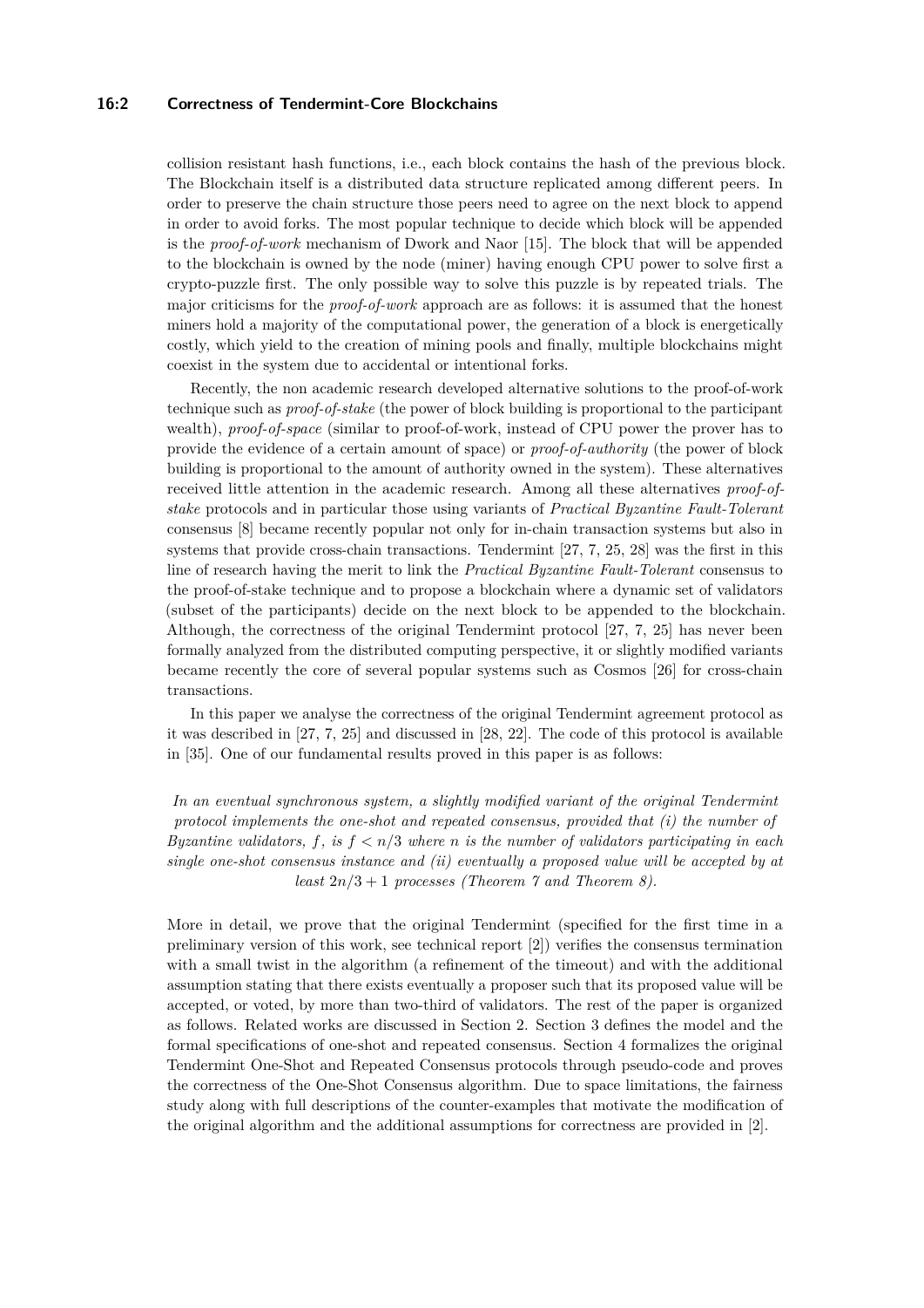collision resistant hash functions, i.e., each block contains the hash of the previous block. The Blockchain itself is a distributed data structure replicated among different peers. In order to preserve the chain structure those peers need to agree on the next block to append in order to avoid forks. The most popular technique to decide which block will be appended is the *proof-of-work* mechanism of Dwork and Naor [15]. The block that will be appended to the blockchain is owned by the node (miner) having enough CPU power to solve first a crypto-puzzle first. The only possible way to solve this puzzle is by repeated trials. The major criticisms for the *proof-of-work* approach are as follows: it is assumed that the honest miners hold a majority of the computational power, the generation of a block is energetically costly, which yield to the creation of mining pools and finally, multiple blockchains might coexist in the system due to accidental or intentional forks.

Recently, the non academic research developed alternative solutions to the proof-of-work technique such as *proof-of-stake* (the power of block building is proportional to the participant wealth), *proof-of-space* (similar to proof-of-work, instead of CPU power the prover has to provide the evidence of a certain amount of space) or *proof-of-authority* (the power of block building is proportional to the amount of authority owned in the system). These alternatives received little attention in the academic research. Among all these alternatives *proof-of-stake* protocols and in particular those using variants of *Practical Byzantine Fault-Tolerant* consensus [8] became recently popular not only for in-chain transaction systems but also in systems that provide cross-chain transactions. Tendermint [27, 7, 25, 28] was the first in this line of research having the merit to link the *Practical Byzantine Fault-Tolerant* consensus to the proof-of-stake technique and to propose a blockchain where a dynamic set of validators (subset of the participants) decide on the next block to be appended to the blockchain. Although, the correctness of the original Tendermint protocol [27, 7, 25] has never been formally analyzed from the distributed computing perspective, it or slightly modified variants became recently the core of several popular systems such as Cosmos [26] for cross-chain transactions.

In this paper we analyse the correctness of the original Tendermint agreement protocol as it was described in [27, 7, 25] and discussed in [28, 22]. The code of this protocol is available in [35]. One of our fundamental results proved in this paper is as follows:

*In an eventual synchronous system, a slightly modified variant of the original Tendermint protocol implements the one-shot and repeated consensus, provided that (i) the number of Byzantine validators, $f$, is $f < n/3$ where $n$ is the number of validators participating in each single one-shot consensus instance and (ii) eventually a proposed value will be accepted by at least $2n/3 + 1$ processes (Theorem 7 and Theorem 8).*

More in detail, we prove that the original Tendermint (specified for the first time in a preliminary version of this work, see technical report [2]) verifies the consensus termination with a small twist in the algorithm (a refinement of the timeout) and with the additional assumption stating that there exists eventually a proposer such that its proposed value will be accepted, or voted, by more than two-third of validators. The rest of the paper is organized as follows. Related works are discussed in Section 2. Section 3 defines the model and the formal specifications of one-shot and repeated consensus. Section 4 formalizes the original Tendermint One-Shot and Repeated Consensus protocols through pseudo-code and proves the correctness of the One-Shot Consensus algorithm. Due to space limitations, the fairness study along with full descriptions of the counter-examples that motivate the modification of the original algorithm and the additional assumptions for correctness are provided in [2].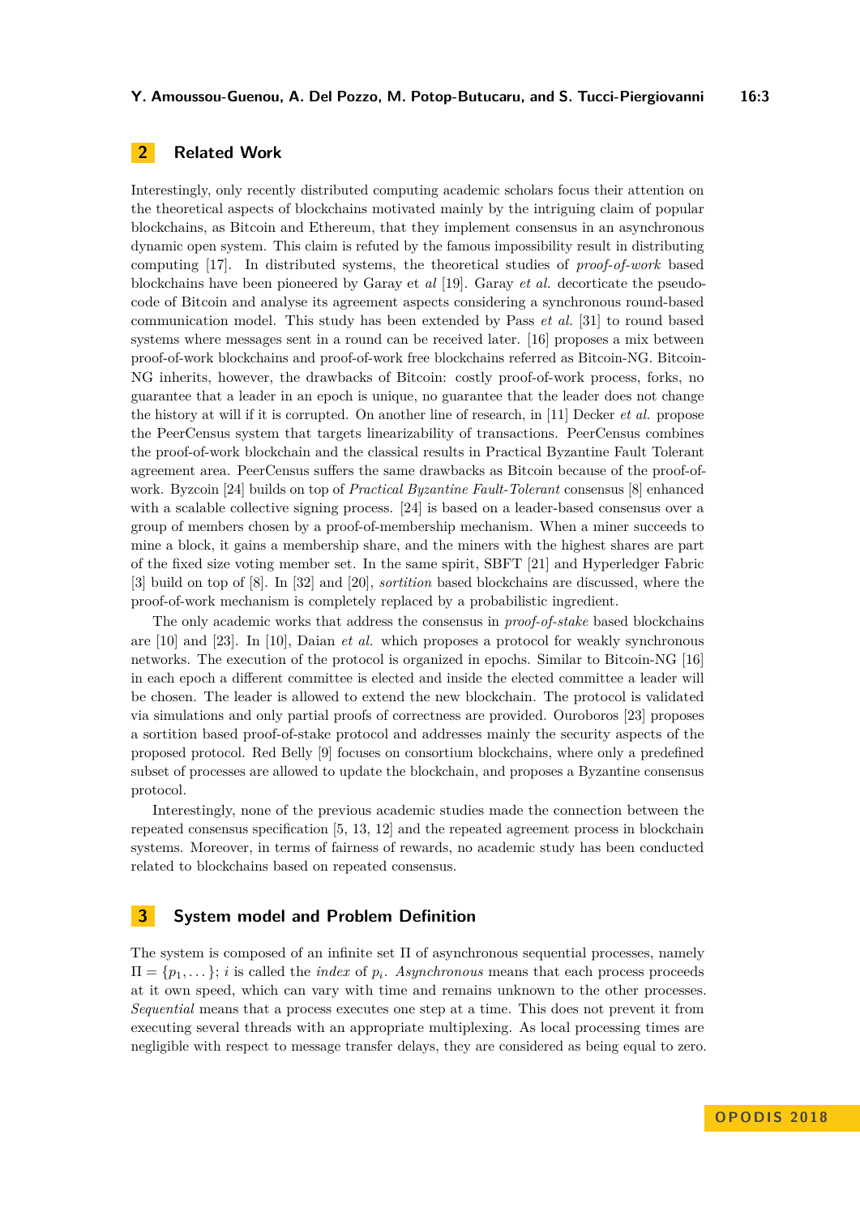## 2 Related Work

Interestingly, only recently distributed computing academic scholars focus their attention on the theoretical aspects of blockchains motivated mainly by the intriguing claim of popular blockchains, as Bitcoin and Ethereum, that they implement consensus in an asynchronous dynamic open system. This claim is refuted by the famous impossibility result in distributing computing [17]. In distributed systems, the theoretical studies of *proof-of-work* based blockchains have been pioneered by Garay et *al* [19]. Garay *et al.* decorticate the pseudo-code of Bitcoin and analyse its agreement aspects considering a synchronous round-based communication model. This study has been extended by Pass *et al.* [31] to round based systems where messages sent in a round can be received later. [16] proposes a mix between proof-of-work blockchains and proof-of-work free blockchains referred as Bitcoin-NG. Bitcoin-NG inherits, however, the drawbacks of Bitcoin: costly proof-of-work process, forks, no guarantee that a leader in an epoch is unique, no guarantee that the leader does not change the history at will if it is corrupted. On another line of research, in [11] Decker *et al.* propose the PeerCensus system that targets linearizability of transactions. PeerCensus combines the proof-of-work blockchain and the classical results in Practical Byzantine Fault Tolerant agreement area. PeerCensus suffers the same drawbacks as Bitcoin because of the proof-of-work. Byzcoin [24] builds on top of *Practical Byzantine Fault-Tolerant* consensus [8] enhanced with a scalable collective signing process. [24] is based on a leader-based consensus over a group of members chosen by a proof-of-membership mechanism. When a miner succeeds to mine a block, it gains a membership share, and the miners with the highest shares are part of the fixed size voting member set. In the same spirit, SBFT [21] and Hyperledger Fabric [3] build on top of [8]. In [32] and [20], *sortition* based blockchains are discussed, where the proof-of-work mechanism is completely replaced by a probabilistic ingredient.

The only academic works that address the consensus in *proof-of-stake* based blockchains are [10] and [23]. In [10], Daian *et al.* which proposes a protocol for weakly synchronous networks. The execution of the protocol is organized in epochs. Similar to Bitcoin-NG [16] in each epoch a different committee is elected and inside the elected committee a leader will be chosen. The leader is allowed to extend the new blockchain. The protocol is validated via simulations and only partial proofs of correctness are provided. Ouroboros [23] proposes a sortition based proof-of-stake protocol and addresses mainly the security aspects of the proposed protocol. Red Belly [9] focuses on consortium blockchains, where only a predefined subset of processes are allowed to update the blockchain, and proposes a Byzantine consensus protocol.

Interestingly, none of the previous academic studies made the connection between the repeated consensus specification [5, 13, 12] and the repeated agreement process in blockchain systems. Moreover, in terms of fairness of rewards, no academic study has been conducted related to blockchains based on repeated consensus.

## 3 System model and Problem Definition

The system is composed of an infinite set $\Pi$ of asynchronous sequential processes, namely $\Pi = \{p_1, \dots\}$; $i$ is called the *index* of $p_i$. *Asynchronous* means that each process proceeds at it own speed, which can vary with time and remains unknown to the other processes. *Sequential* means that a process executes one step at a time. This does not prevent it from executing several threads with an appropriate multiplexing. As local processing times are negligible with respect to message transfer delays, they are considered as being equal to zero.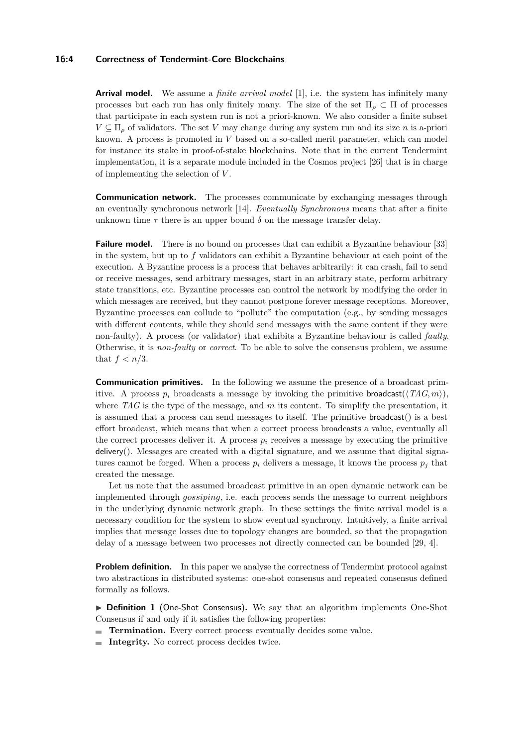**Arrival model.** We assume a *finite arrival model* [1], i.e. the system has infinitely many processes but each run has only finitely many. The size of the set $\Pi_\rho \subset \Pi$ of processes that participate in each system run is not a priori-known. We also consider a finite subset $V \subseteq \Pi_\rho$ of validators. The set $V$ may change during any system run and its size $n$ is a-priori known. A process is promoted in $V$ based on a so-called merit parameter, which can model for instance its stake in proof-of-stake blockchains. Note that in the current Tendermint implementation, it is a separate module included in the Cosmos project [26] that is in charge of implementing the selection of $V$.

**Communication network.** The processes communicate by exchanging messages through an eventually synchronous network [14]. *Eventually Synchronous* means that after a finite unknown time $\tau$ there is an upper bound $\delta$ on the message transfer delay.

**Failure model.** There is no bound on processes that can exhibit a Byzantine behaviour [33] in the system, but up to $f$ validators can exhibit a Byzantine behaviour at each point of the execution. A Byzantine process is a process that behaves arbitrarily: it can crash, fail to send or receive messages, send arbitrary messages, start in an arbitrary state, perform arbitrary state transitions, etc. Byzantine processes can control the network by modifying the order in which messages are received, but they cannot postpone forever message receptions. Moreover, Byzantine processes can collude to "pollute" the computation (e.g., by sending messages with different contents, while they should send messages with the same content if they were non-faulty). A process (or validator) that exhibits a Byzantine behaviour is called *faulty*. Otherwise, it is *non-faulty* or *correct*. To be able to solve the consensus problem, we assume that $f < n/3$.

**Communication primitives.** In the following we assume the presence of a broadcast primitive. A process $p_i$ broadcasts a message by invoking the primitive broadcast($\langle TAG, m\rangle$), where $TAG$ is the type of the message, and $m$ its content. To simplify the presentation, it is assumed that a process can send messages to itself. The primitive broadcast() is a best effort broadcast, which means that when a correct process broadcasts a value, eventually all the correct processes deliver it. A process $p_i$ receives a message by executing the primitive delivery(). Messages are created with a digital signature, and we assume that digital signatures cannot be forged. When a process $p_i$ delivers a message, it knows the process $p_j$ that created the message.

Let us note that the assumed broadcast primitive in an open dynamic network can be implemented through *gossiping*, i.e. each process sends the message to current neighbors in the underlying dynamic network graph. In these settings the finite arrival model is a necessary condition for the system to show eventual synchrony. Intuitively, a finite arrival implies that message losses due to topology changes are bounded, so that the propagation delay of a message between two processes not directly connected can be bounded [29, 4].

**Problem definition.** In this paper we analyse the correctness of Tendermint protocol against two abstractions in distributed systems: one-shot consensus and repeated consensus defined formally as follows.

▶ **Definition 1** (One-Shot Consensus). We say that an algorithm implements One-Shot Consensus if and only if it satisfies the following properties:

- **Termination.** Every correct process eventually decides some value.
- **Integrity.** No correct process decides twice.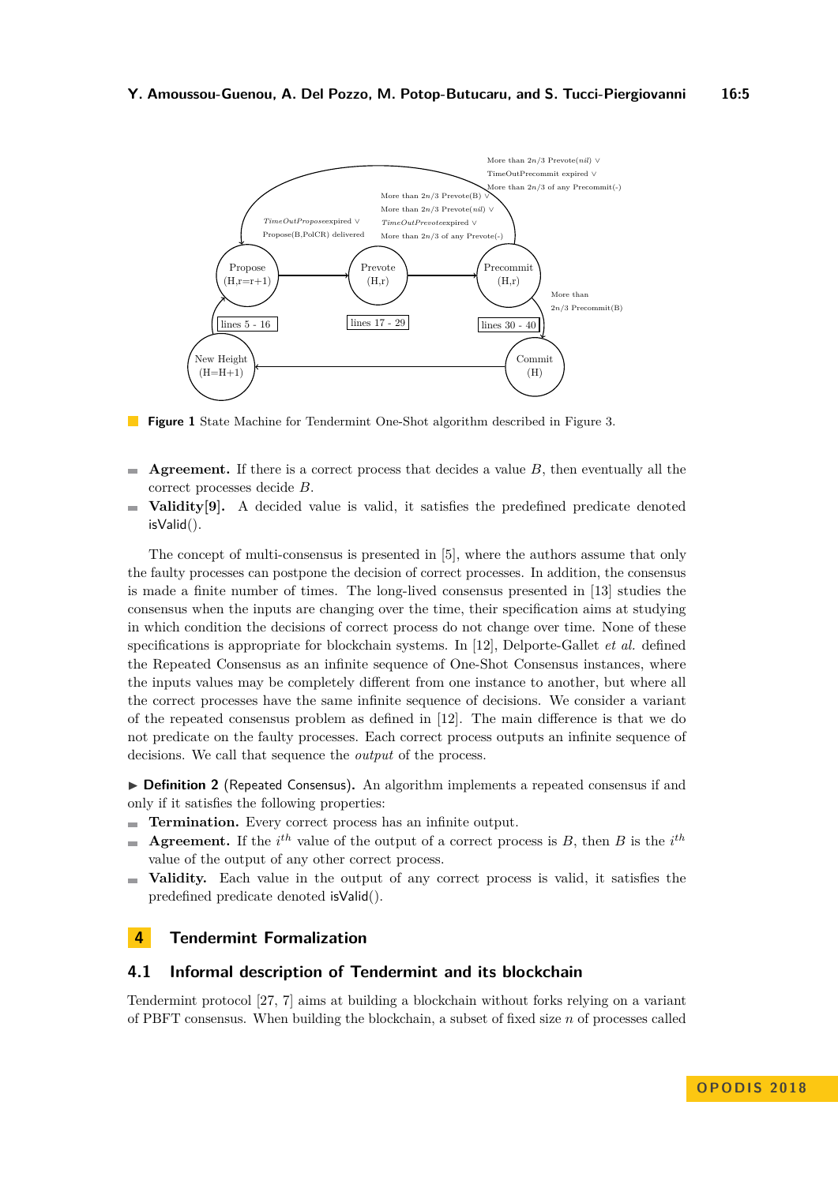**Figure 1** State Machine for Tendermint One-Shot algorithm described in Figure 3.

- **Agreement.** If there is a correct process that decides a value $B$, then eventually all the correct processes decide $B$.
- **Validity[9].** A decided value is valid, it satisfies the predefined predicate denoted isValid().

The concept of multi-consensus is presented in [5], where the authors assume that only the faulty processes can postpone the decision of correct processes. In addition, the consensus is made a finite number of times. The long-lived consensus presented in [13] studies the consensus when the inputs are changing over the time, their specification aims at studying in which condition the decisions of correct process do not change over time. None of these specifications is appropriate for blockchain systems. In [12], Delporte-Gallet *et al.* defined the Repeated Consensus as an infinite sequence of One-Shot Consensus instances, where the inputs values may be completely different from one instance to another, but where all the correct processes have the same infinite sequence of decisions. We consider a variant of the repeated consensus problem as defined in [12]. The main difference is that we do not predicate on the faulty processes. Each correct process outputs an infinite sequence of decisions. We call that sequence the *output* of the process.

▶ **Definition 2** (Repeated Consensus)**.** An algorithm implements a repeated consensus if and only if it satisfies the following properties:

- **Termination.** Every correct process has an infinite output.
- **Agreement.** If the $i^{th}$ value of the output of a correct process is $B$, then $B$ is the $i^{th}$ value of the output of any other correct process.
- **Validity.** Each value in the output of any correct process is valid, it satisfies the predefined predicate denoted isValid().

## 4 Tendermint Formalization

### 4.1 Informal description of Tendermint and its blockchain

Tendermint protocol [27, 7] aims at building a blockchain without forks relying on a variant of PBFT consensus. When building the blockchain, a subset of fixed size $n$ of processes called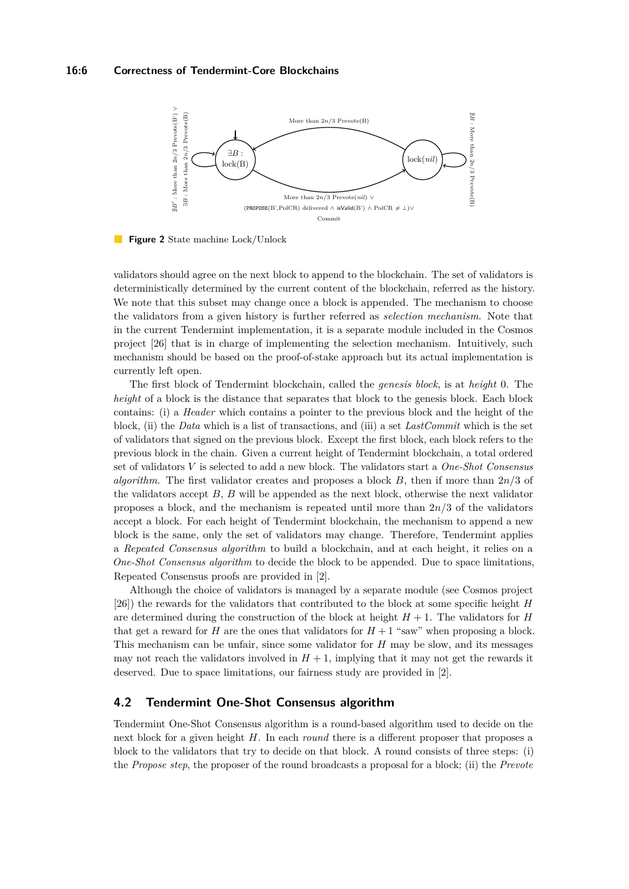**Figure 2** State machine Lock/Unlock

validators should agree on the next block to append to the blockchain. The set of validators is deterministically determined by the current content of the blockchain, referred as the history. We note that this subset may change once a block is appended. The mechanism to choose the validators from a given history is further referred as *selection mechanism*. Note that in the current Tendermint implementation, it is a separate module included in the Cosmos project [26] that is in charge of implementing the selection mechanism. Intuitively, such mechanism should be based on the proof-of-stake approach but its actual implementation is currently left open.

The first block of Tendermint blockchain, called the *genesis block*, is at *height* 0. The *height* of a block is the distance that separates that block to the genesis block. Each block contains: (i) a *Header* which contains a pointer to the previous block and the height of the block, (ii) the *Data* which is a list of transactions, and (iii) a set *LastCommit* which is the set of validators that signed on the previous block. Except the first block, each block refers to the previous block in the chain. Given a current height of Tendermint blockchain, a total ordered set of validators $V$ is selected to add a new block. The validators start a *One-Shot Consensus algorithm*. The first validator creates and proposes a block $B$, then if more than $2n/3$ of the validators accept $B$, $B$ will be appended as the next block, otherwise the next validator proposes a block, and the mechanism is repeated until more than $2n/3$ of the validators accept a block. For each height of Tendermint blockchain, the mechanism to append a new block is the same, only the set of validators may change. Therefore, Tendermint applies a *Repeated Consensus algorithm* to build a blockchain, and at each height, it relies on a *One-Shot Consensus algorithm* to decide the block to be appended. Due to space limitations, Repeated Consensus proofs are provided in [2].

Although the choice of validators is managed by a separate module (see Cosmos project [26]) the rewards for the validators that contributed to the block at some specific height $H$ are determined during the construction of the block at height $H+1$. The validators for $H$ that get a reward for $H$ are the ones that validators for $H+1$ "saw" when proposing a block. This mechanism can be unfair, since some validator for $H$ may be slow, and its messages may not reach the validators involved in $H+1$, implying that it may not get the rewards it deserved. Due to space limitations, our fairness study are provided in [2].

## 4.2 Tendermint One-Shot Consensus algorithm

Tendermint One-Shot Consensus algorithm is a round-based algorithm used to decide on the next block for a given height $H$. In each *round* there is a different proposer that proposes a block to the validators that try to decide on that block. A round consists of three steps: (i) the *Propose step*, the proposer of the round broadcasts a proposal for a block; (ii) the *Prevote*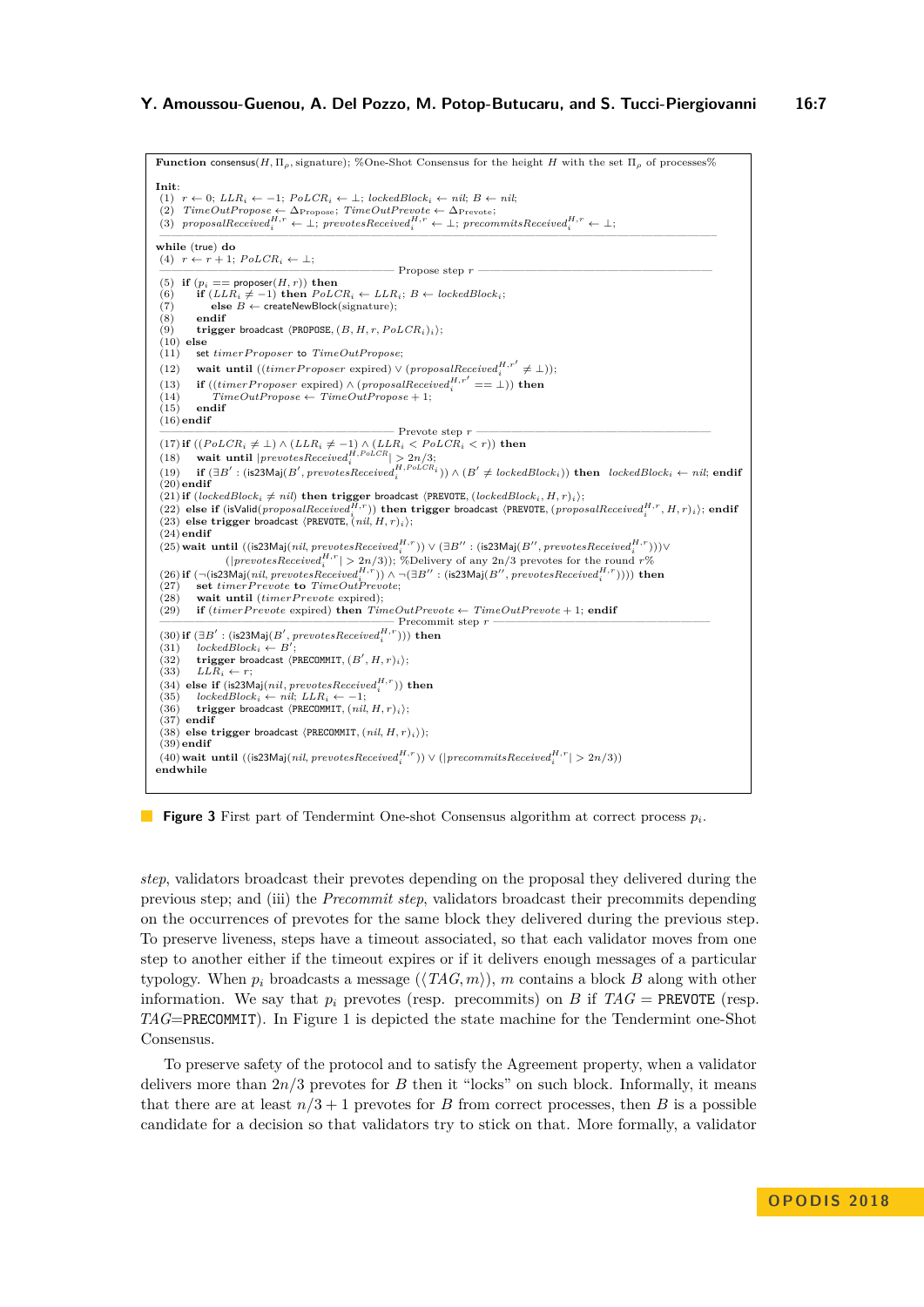```
Function consensus(H, Π_ρ, signature); %One-Shot Consensus for the height H with the set Π_ρ of processes%

Init:
(1)  r ← 0; LLR_i ← −1; PoLCR_i ← ⊥; lockedBlock_i ← nil; B ← nil;
(2)  TimeOutPropose ← Δ_Propose; TimeOutPrevote ← Δ_Prevote;
(3)  proposalReceived_i^{H,r} ← ⊥; prevotesReceived_i^{H,r} ← ⊥; precommitsReceived_i^{H,r} ← ⊥;
──────────────────────────────────────────────────────────────────────────────
while (true) do
(4)  r ← r + 1; PoLCR_i ← ⊥;
──────────────────────────────── Propose step r ────────────────────────────────
(5)  if (p_i == proposer(H, r)) then
(6)      if (LLR_i ≠ −1) then PoLCR_i ← LLR_i; B ← lockedBlock_i;
(7)          else B ← createNewBlock(signature);
(8)      endif
(9)      trigger broadcast ⟨PROPOSE, (B, H, r, PoLCR_i)_i⟩;
(10) else
(11)     set timerProposer to TimeOutPropose;
(12)     wait until ((timerProposer expired) ∨ (proposalReceived_i^{H,r'} ≠ ⊥));
(13)     if ((timerProposer expired) ∧ (proposalReceived_i^{H,r'} == ⊥)) then
(14)         TimeOutPropose ← TimeOutPropose + 1;
(15)     endif
(16) endif
──────────────────────────────── Prevote step r ────────────────────────────────
(17) if ((PoLCR_i ≠ ⊥) ∧ (LLR_i ≠ −1) ∧ (LLR_i < PoLCR_i < r)) then
(18)     wait until |prevotesReceived_i^{H,PoLCR}| > 2n/3;
(19)     if (∃B' : (is23Maj(B', prevotesReceived_i^{H,PoLCR_i})) ∧ (B' ≠ lockedBlock_i)) then lockedBlock_i ← nil; endif
(20) endif
(21) if (lockedBlock_i ≠ nil) then trigger broadcast ⟨PREVOTE, (lockedBlock_i, H, r)_i⟩;
(22) else if (isValid(proposalReceived_i^{H,r})) then trigger broadcast ⟨PREVOTE, (proposalReceived_i^{H,r}, H, r)_i⟩; endif
(23) else trigger broadcast ⟨PREVOTE, (nil, H, r)_i⟩;
(24) endif
(25) wait until ((is23Maj(nil, prevotesReceived_i^{H,r})) ∨ (∃B'' : (is23Maj(B'', prevotesReceived_i^{H,r})))∨
          (|prevotesReceived_i^{H,r}| > 2n/3)); %Delivery of any 2n/3 prevotes for the round r%
(26) if (¬(is23Maj(nil, prevotesReceived_i^{H,r})) ∧ ¬(∃B'' : (is23Maj(B'', prevotesReceived_i^{H,r})))) then
(27)     set timerPrevote to TimeOutPrevote;
(28)     wait until (timerPrevote expired);
(29)     if (timerPrevote expired) then TimeOutPrevote ← TimeOutPrevote + 1; endif
─────────────────────────────── Precommit step r ───────────────────────────────
(30) if (∃B' : (is23Maj(B', prevotesReceived_i^{H,r}))) then
(31)     lockedBlock_i ← B';
(32)     trigger broadcast ⟨PRECOMMIT, (B', H, r)_i⟩;
(33)     LLR_i ← r;
(34) else if (is23Maj(nil, prevotesReceived_i^{H,r})) then
(35)     lockedBlock_i ← nil; LLR_i ← −1;
(36)     trigger broadcast ⟨PRECOMMIT, (nil, H, r)_i⟩;
(37) endif
(38) else trigger broadcast ⟨PRECOMMIT, (nil, H, r)_i⟩);
(39) endif
(40) wait until ((is23Maj(nil, prevotesReceived_i^{H,r})) ∨ (|precommitsReceived_i^{H,r}| > 2n/3))
endwhile
```

**Figure 3** First part of Tendermint One-shot Consensus algorithm at correct process $p_i$.

*step*, validators broadcast their prevotes depending on the proposal they delivered during the previous step; and (iii) the *Precommit step*, validators broadcast their precommits depending on the occurrences of prevotes for the same block they delivered during the previous step. To preserve liveness, steps have a timeout associated, so that each validator moves from one step to another either if the timeout expires or if it delivers enough messages of a particular typology. When $p_i$ broadcasts a message ($\langle TAG, m\rangle$), $m$ contains a block $B$ along with other information. We say that $p_i$ prevotes (resp. precommits) on $B$ if $TAG$ = PREVOTE (resp. $TAG$=PRECOMMIT). In Figure 1 is depicted the state machine for the Tendermint one-Shot Consensus.

To preserve safety of the protocol and to satisfy the Agreement property, when a validator delivers more than $2n/3$ prevotes for $B$ then it "locks" on such block. Informally, it means that there are at least $n/3+1$ prevotes for $B$ from correct processes, then $B$ is a possible candidate for a decision so that validators try to stick on that. More formally, a validator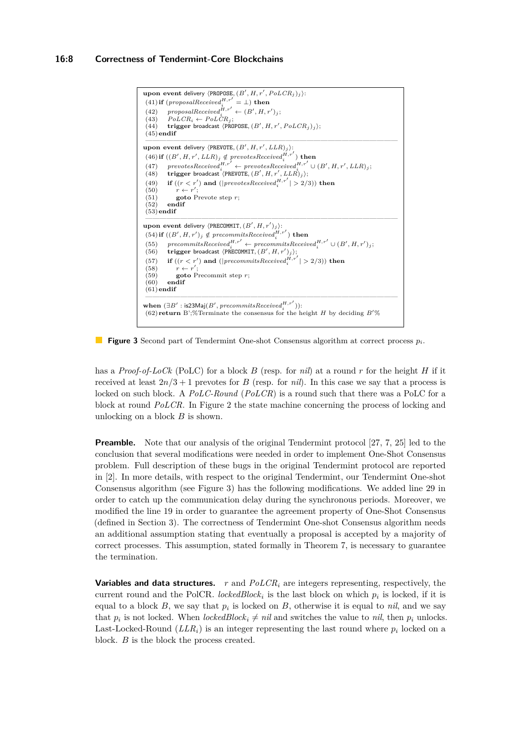```
upon event delivery ⟨PROPOSE, (B′, H, r′, PoLCR_j)_j⟩:
(41) if (proposalReceived_i^{H,r′} = ⊥) then
(42)     proposalReceived_i^{H,r′} ← (B′, H, r′)_j;
(43)     PoLCR_i ← PoLCR_j;
(44)     trigger broadcast ⟨PROPOSE, (B′, H, r′, PoLCR_j)_j⟩;
(45) endif
```

```
upon event delivery ⟨PREVOTE, (B′, H, r′, LLR)_j⟩:
(46) if ((B′, H, r′, LLR)_j ∉ prevotesReceived_i^{H,r′}) then
(47)     prevotesReceived_i^{H,r′} ← prevotesReceived_i^{H,r′} ∪ (B′, H, r′, LLR)_j;
(48)     trigger broadcast ⟨PREVOTE, (B′, H, r′, LLR)_j⟩;
(49)     if ((r < r′) and (|prevotesReceived_i^{H,r′}| > 2/3)) then
(50)         r ← r′;
(51)         goto Prevote step r;
(52)     endif
(53) endif
```

```
upon event delivery ⟨PRECOMMIT, (B′, H, r′)_j⟩:
(54) if ((B′, H, r′)_j ∉ precommitsReceived_i^{H,r′}) then
(55)     precommitsReceived_i^{H,r′} ← precommitsReceived_i^{H,r′} ∪ (B′, H, r′)_j;
(56)     trigger broadcast ⟨PRECOMMIT, (B′, H, r′)_j⟩;
(57)     if ((r < r′) and (|precommitsReceived_i^{H,r′}| > 2/3)) then
(58)         r ← r′;
(59)         goto Precommit step r;
(60)     endif
(61) endif
```

```
when (∃B′ : is23Maj(B′, precommitsReceived_i^{H,r′})):
(62) return B′;%Terminate the consensus for the height H by deciding B′%
```

**Figure 3** Second part of Tendermint One-shot Consensus algorithm at correct process $p_i$.

has a *Proof-of-LoCk* (PoLC) for a block $B$ (resp. for *nil*) at a round $r$ for the height $H$ if it received at least $2n/3 + 1$ prevotes for $B$ (resp. for *nil*). In this case we say that a process is locked on such block. A *PoLC-Round* (*PoLCR*) is a round such that there was a PoLC for a block at round *PoLCR*. In Figure 2 the state machine concerning the process of locking and unlocking on a block $B$ is shown.

**Preamble.** Note that our analysis of the original Tendermint protocol [27, 7, 25] led to the conclusion that several modifications were needed in order to implement One-Shot Consensus problem. Full description of these bugs in the original Tendermint protocol are reported in [2]. In more details, with respect to the original Tendermint, our Tendermint One-shot Consensus algorithm (see Figure 3) has the following modifications. We added line 29 in order to catch up the communication delay during the synchronous periods. Moreover, we modified the line 19 in order to guarantee the agreement property of One-Shot Consensus (defined in Section 3). The correctness of Tendermint One-shot Consensus algorithm needs an additional assumption stating that eventually a proposal is accepted by a majority of correct processes. This assumption, stated formally in Theorem 7, is necessary to guarantee the termination.

**Variables and data structures.** $r$ and $PoLCR_i$ are integers representing, respectively, the current round and the PolCR. $lockedBlock_i$ is the last block on which $p_i$ is locked, if it is equal to a block $B$, we say that $p_i$ is locked on $B$, otherwise it is equal to *nil*, and we say that $p_i$ is not locked. When $lockedBlock_i \neq nil$ and switches the value to *nil*, then $p_i$ unlocks. Last-Locked-Round ($LLR_i$) is an integer representing the last round where $p_i$ locked on a block. $B$ is the block the process created.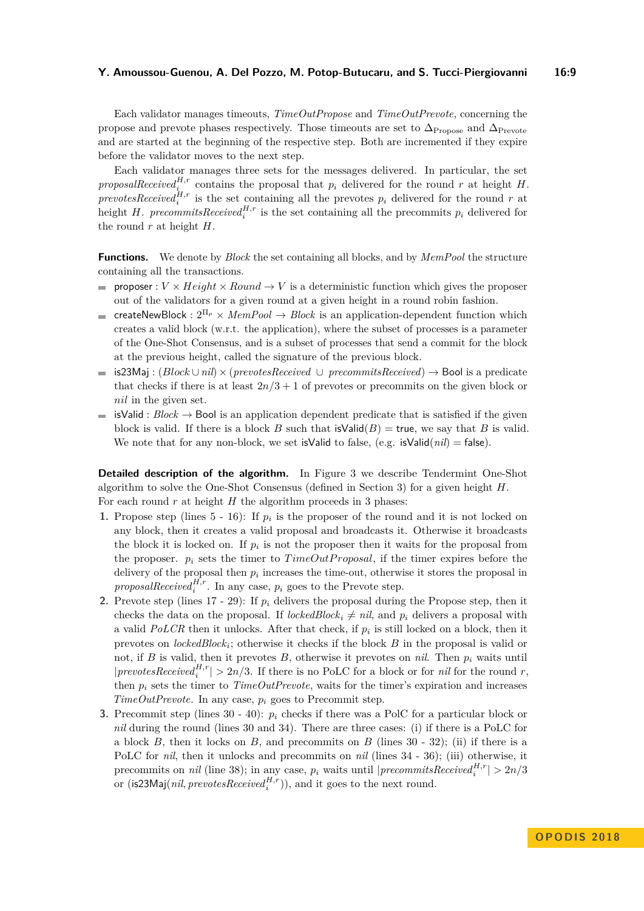Each validator manages timeouts, *TimeOutPropose* and *TimeOutPrevote*, concerning the propose and prevote phases respectively. Those timeouts are set to $\Delta_{\text{Propose}}$ and $\Delta_{\text{Prevote}}$ and are started at the beginning of the respective step. Both are incremented if they expire before the validator moves to the next step.

Each validator manages three sets for the messages delivered. In particular, the set $proposalReceived_i^{H,r}$ contains the proposal that $p_i$ delivered for the round $r$ at height $H$. $prevotesReceived_i^{H,r}$ is the set containing all the prevotes $p_i$ delivered for the round $r$ at height $H$. $precommitsReceived_i^{H,r}$ is the set containing all the precommits $p_i$ delivered for the round $r$ at height $H$.

**Functions.** We denote by *Block* the set containing all blocks, and by *MemPool* the structure containing all the transactions.

- proposer : $V \times Height \times Round \rightarrow V$ is a deterministic function which gives the proposer out of the validators for a given round at a given height in a round robin fashion.
- createNewBlock : $2^{\Pi_\rho} \times MemPool \rightarrow Block$ is an application-dependent function which creates a valid block (w.r.t. the application), where the subset of processes is a parameter of the One-Shot Consensus, and is a subset of processes that send a commit for the block at the previous height, called the signature of the previous block.
- is23Maj : $(Block \cup nil) \times (prevotesReceived \cup precommitsReceived) \rightarrow$ Bool is a predicate that checks if there is at least $2n/3+1$ of prevotes or precommits on the given block or *nil* in the given set.
- isValid : $Block \rightarrow$ Bool is an application dependent predicate that is satisfied if the given block is valid. If there is a block $B$ such that isValid$(B)$ = true, we say that $B$ is valid. We note that for any non-block, we set isValid to false, (e.g. isValid$(nil)$ = false).

**Detailed description of the algorithm.** In Figure 3 we describe Tendermint One-Shot algorithm to solve the One-Shot Consensus (defined in Section 3) for a given height $H$. For each round $r$ at height $H$ the algorithm proceeds in 3 phases:

1. Propose step (lines 5 - 16): If $p_i$ is the proposer of the round and it is not locked on any block, then it creates a valid proposal and broadcasts it. Otherwise it broadcasts the block it is locked on. If $p_i$ is not the proposer then it waits for the proposal from the proposer. $p_i$ sets the timer to $TimeOutProposal$, if the timer expires before the delivery of the proposal then $p_i$ increases the time-out, otherwise it stores the proposal in $proposalReceived_i^{H,r}$. In any case, $p_i$ goes to the Prevote step.
2. Prevote step (lines 17 - 29): If $p_i$ delivers the proposal during the Propose step, then it checks the data on the proposal. If $lockedBlock_i \neq nil$, and $p_i$ delivers a proposal with a valid $PoLCR$ then it unlocks. After that check, if $p_i$ is still locked on a block, then it prevotes on $lockedBlock_i$; otherwise it checks if the block $B$ in the proposal is valid or not, if $B$ is valid, then it prevotes $B$, otherwise it prevotes on *nil*. Then $p_i$ waits until $|prevotesReceived_i^{H,r}| > 2n/3$. If there is no PoLC for a block or for *nil* for the round $r$, then $p_i$ sets the timer to $TimeOutPrevote$, waits for the timer's expiration and increases $TimeOutPrevote$. In any case, $p_i$ goes to the Precommit step.
3. Precommit step (lines 30 - 40): $p_i$ checks if there was a PolC for a particular block or *nil* during the round (lines 30 and 34). There are three cases: (i) if there is a PoLC for a block $B$, then it locks on $B$, and precommits on $B$ (lines 30 - 32); (ii) if there is a PoLC for *nil*, then it unlocks and precommits on *nil* (lines 34 - 36); (iii) otherwise, it precommits on *nil* (line 38); in any case, $p_i$ waits until $|precommitsReceived_i^{H,r}| > 2n/3$ or (is23Maj$(nil, prevotesReceived_i^{H,r})$), and it goes to the next round.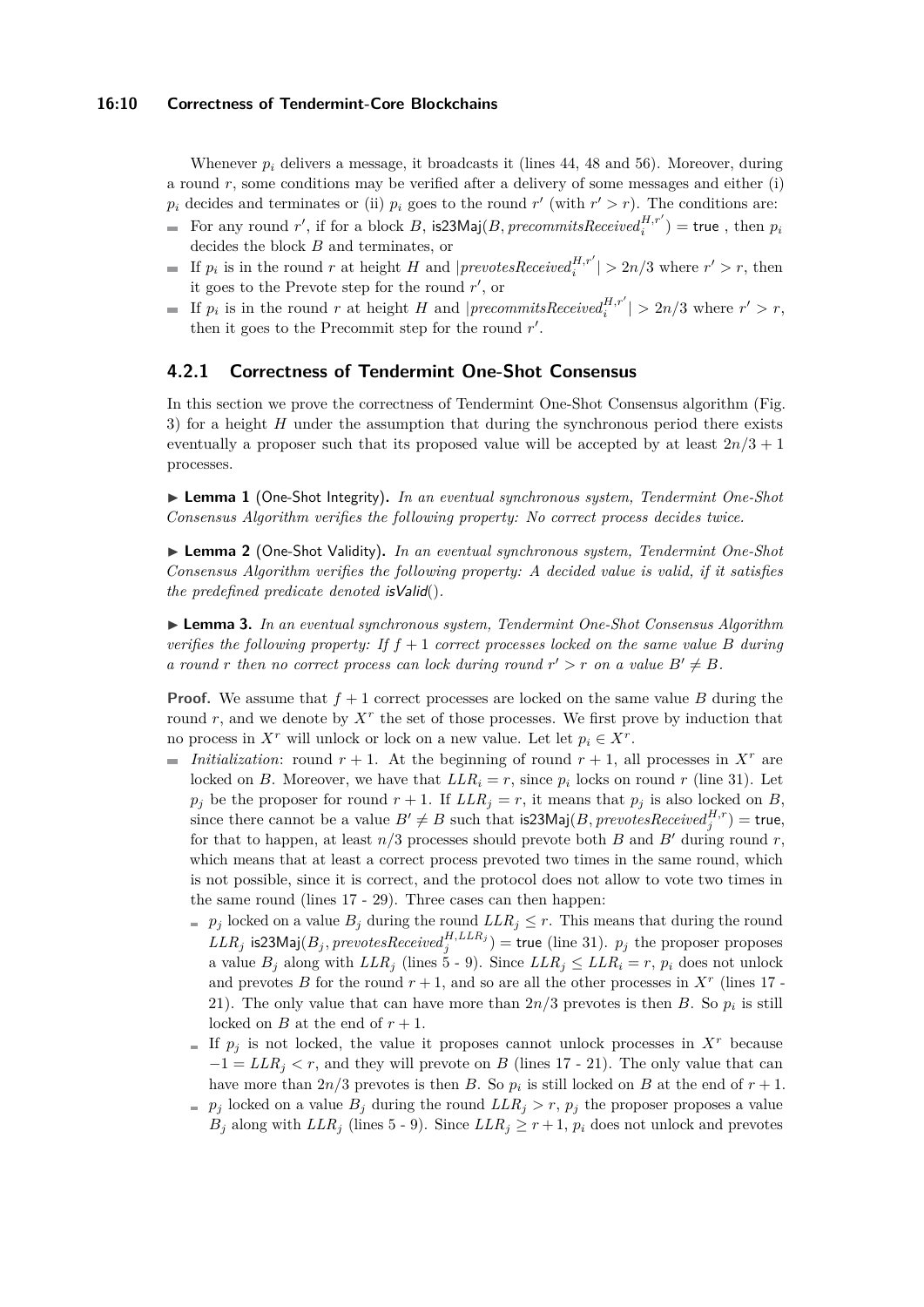Whenever $p_i$ delivers a message, it broadcasts it (lines 44, 48 and 56). Moreover, during a round $r$, some conditions may be verified after a delivery of some messages and either (i) $p_i$ decides and terminates or (ii) $p_i$ goes to the round $r'$ (with $r' > r$). The conditions are:

- For any round $r'$, if for a block $B$, $\mathsf{is23Maj}(B, \mathit{precommitsReceived}_i^{H,r'}) = \mathsf{true}$ , then $p_i$ decides the block $B$ and terminates, or
- If $p_i$ is in the round $r$ at height $H$ and $|\mathit{prevotesReceived}_i^{H,r'}| > 2n/3$ where $r' > r$, then it goes to the Prevote step for the round $r'$, or
- If $p_i$ is in the round $r$ at height $H$ and $|\mathit{precommitsReceived}_i^{H,r'}| > 2n/3$ where $r' > r$, then it goes to the Precommit step for the round $r'$.

### 4.2.1 Correctness of Tendermint One-Shot Consensus

In this section we prove the correctness of Tendermint One-Shot Consensus algorithm (Fig. 3) for a height $H$ under the assumption that during the synchronous period there exists eventually a proposer such that its proposed value will be accepted by at least $2n/3 + 1$ processes.

▶ **Lemma 1** (One-Shot Integrity)**.** *In an eventual synchronous system, Tendermint One-Shot Consensus Algorithm verifies the following property: No correct process decides twice.*

▶ **Lemma 2** (One-Shot Validity)**.** *In an eventual synchronous system, Tendermint One-Shot Consensus Algorithm verifies the following property: A decided value is valid, if it satisfies the predefined predicate denoted isValid().*

▶ **Lemma 3.** *In an eventual synchronous system, Tendermint One-Shot Consensus Algorithm verifies the following property: If $f + 1$ correct processes locked on the same value $B$ during a round $r$ then no correct process can lock during round $r' > r$ on a value $B' \neq B$.*

**Proof.** We assume that $f + 1$ correct processes are locked on the same value $B$ during the round $r$, and we denote by $X^r$ the set of those processes. We first prove by induction that no process in $X^r$ will unlock or lock on a new value. Let let $p_i \in X^r$.

- *Initialization*: round $r + 1$. At the beginning of round $r + 1$, all processes in $X^r$ are locked on $B$. Moreover, we have that $LLR_i = r$, since $p_i$ locks on round $r$ (line 31). Let $p_j$ be the proposer for round $r + 1$. If $LLR_j = r$, it means that $p_j$ is also locked on $B$, since there cannot be a value $B' \neq B$ such that $\mathsf{is23Maj}(B, \mathit{prevotesReceived}_j^{H,r}) = \mathsf{true}$, for that to happen, at least $n/3$ processes should prevote both $B$ and $B'$ during round $r$, which means that at least a correct process prevoted two times in the same round, which is not possible, since it is correct, and the protocol does not allow to vote two times in the same round (lines 17 - 29). Three cases can then happen:
  - $p_j$ locked on a value $B_j$ during the round $LLR_j \leq r$. This means that during the round $LLR_j$ $\mathsf{is23Maj}(B_j, \mathit{prevotesReceived}_j^{H,LLR_j}) = \mathsf{true}$ (line 31). $p_j$ the proposer proposes a value $B_j$ along with $LLR_j$ (lines 5 - 9). Since $LLR_j \leq LLR_i = r$, $p_i$ does not unlock and prevotes $B$ for the round $r + 1$, and so are all the other processes in $X^r$ (lines 17 - 21). The only value that can have more than $2n/3$ prevotes is then $B$. So $p_i$ is still locked on $B$ at the end of $r + 1$.
  - If $p_j$ is not locked, the value it proposes cannot unlock processes in $X^r$ because $-1 = LLR_j < r$, and they will prevote on $B$ (lines 17 - 21). The only value that can have more than $2n/3$ prevotes is then $B$. So $p_i$ is still locked on $B$ at the end of $r + 1$.
  - $p_j$ locked on a value $B_j$ during the round $LLR_j > r$, $p_j$ the proposer proposes a value $B_j$ along with $LLR_j$ (lines 5 - 9). Since $LLR_j \geq r + 1$, $p_i$ does not unlock and prevotes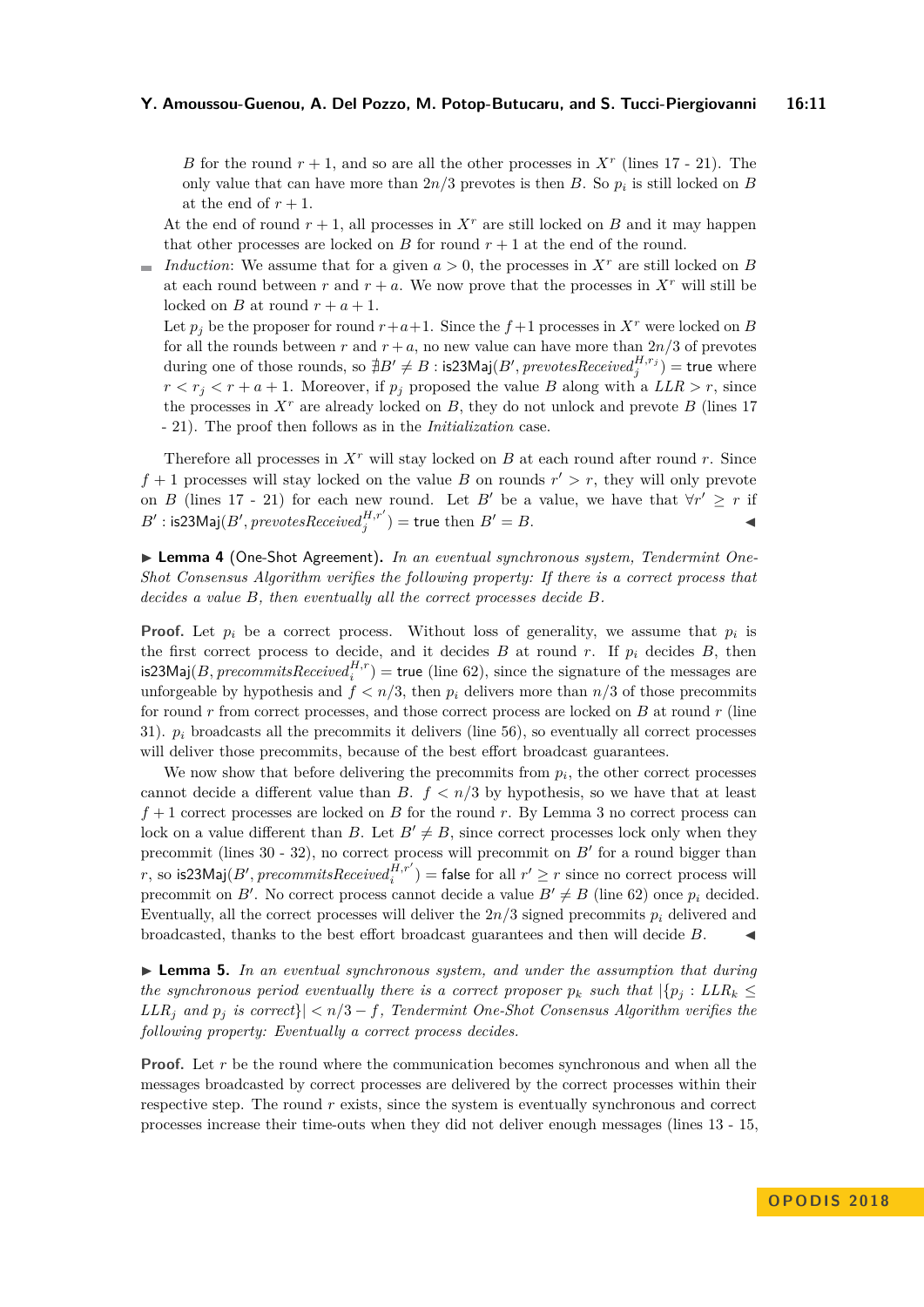$B$ for the round $r+1$, and so are all the other processes in $X^r$ (lines 17 - 21). The only value that can have more than $2n/3$ prevotes is then $B$. So $p_i$ is still locked on $B$ at the end of $r+1$.

At the end of round $r+1$, all processes in $X^r$ are still locked on $B$ and it may happen that other processes are locked on $B$ for round $r+1$ at the end of the round.

- *Induction*: We assume that for a given $a > 0$, the processes in $X^r$ are still locked on $B$ at each round between $r$ and $r+a$. We now prove that the processes in $X^r$ will still be locked on $B$ at round $r+a+1$.

  Let $p_j$ be the proposer for round $r+a+1$. Since the $f+1$ processes in $X^r$ were locked on $B$ for all the rounds between $r$ and $r+a$, no new value can have more than $2n/3$ of prevotes during one of those rounds, so $\nexists B' \neq B : \mathsf{is23Maj}(B', \mathit{prevotesReceived}_j^{H,r_j}) = \mathsf{true}$ where $r < r_j < r+a+1$. Moreover, if $p_j$ proposed the value $B$ along with a $\mathit{LLR} > r$, since the processes in $X^r$ are already locked on $B$, they do not unlock and prevote $B$ (lines 17 - 21). The proof then follows as in the *Initialization* case.

Therefore all processes in $X^r$ will stay locked on $B$ at each round after round $r$. Since $f+1$ processes will stay locked on the value $B$ on rounds $r' > r$, they will only prevote on $B$ (lines 17 - 21) for each new round. Let $B'$ be a value, we have that $\forall r' \geq r$ if $B' : \mathsf{is23Maj}(B', \mathit{prevotesReceived}_j^{H,r'}) = \mathsf{true}$ then $B' = B$. ◀

▶ **Lemma 4** (One-Shot Agreement). *In an eventual synchronous system, Tendermint One-Shot Consensus Algorithm verifies the following property: If there is a correct process that decides a value $B$, then eventually all the correct processes decide $B$.*

**Proof.** Let $p_i$ be a correct process. Without loss of generality, we assume that $p_i$ is the first correct process to decide, and it decides $B$ at round $r$. If $p_i$ decides $B$, then $\mathsf{is23Maj}(B, \mathit{precommitsReceived}_i^{H,r}) = \mathsf{true}$ (line 62), since the signature of the messages are unforgeable by hypothesis and $f < n/3$, then $p_i$ delivers more than $n/3$ of those precommits for round $r$ from correct processes, and those correct process are locked on $B$ at round $r$ (line 31). $p_i$ broadcasts all the precommits it delivers (line 56), so eventually all correct processes will deliver those precommits, because of the best effort broadcast guarantees.

We now show that before delivering the precommits from $p_i$, the other correct processes cannot decide a different value than $B$. $f < n/3$ by hypothesis, so we have that at least $f+1$ correct processes are locked on $B$ for the round $r$. By Lemma 3 no correct process can lock on a value different than $B$. Let $B' \neq B$, since correct processes lock only when they precommit (lines 30 - 32), no correct process will precommit on $B'$ for a round bigger than $r$, so $\mathsf{is23Maj}(B', \mathit{precommitsReceived}_i^{H,r'}) = \mathsf{false}$ for all $r' \geq r$ since no correct process will precommit on $B'$. No correct process cannot decide a value $B' \neq B$ (line 62) once $p_i$ decided. Eventually, all the correct processes will deliver the $2n/3$ signed precommits $p_i$ delivered and broadcasted, thanks to the best effort broadcast guarantees and then will decide $B$. ◀

▶ **Lemma 5.** *In an eventual synchronous system, and under the assumption that during the synchronous period eventually there is a correct proposer $p_k$ such that $|\{p_j : LLR_k \leq LLR_j \text{ and } p_j \text{ is correct}\}| < n/3 - f$, Tendermint One-Shot Consensus Algorithm verifies the following property: Eventually a correct process decides.*

**Proof.** Let $r$ be the round where the communication becomes synchronous and when all the messages broadcasted by correct processes are delivered by the correct processes within their respective step. The round $r$ exists, since the system is eventually synchronous and correct processes increase their time-outs when they did not deliver enough messages (lines 13 - 15,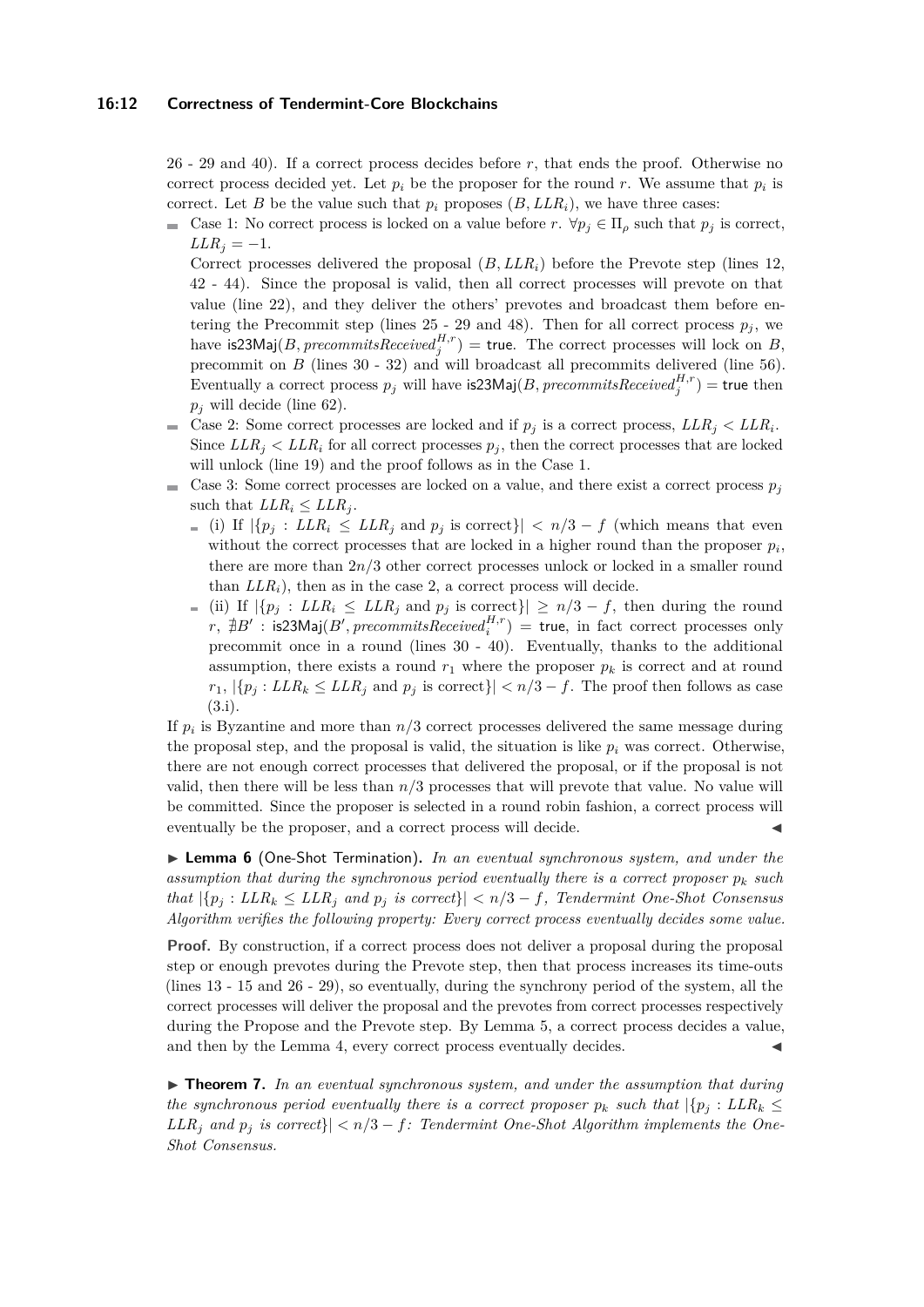26 - 29 and 40). If a correct process decides before $r$, that ends the proof. Otherwise no correct process decided yet. Let $p_i$ be the proposer for the round $r$. We assume that $p_i$ is correct. Let $B$ be the value such that $p_i$ proposes $(B, LLR_i)$, we have three cases:

- Case 1: No correct process is locked on a value before $r$. $\forall p_j \in \Pi_\rho$ such that $p_j$ is correct, $LLR_j = -1$.
  Correct processes delivered the proposal $(B, LLR_i)$ before the Prevote step (lines 12, 42 - 44). Since the proposal is valid, then all correct processes will prevote on that value (line 22), and they deliver the others' prevotes and broadcast them before entering the Precommit step (lines 25 - 29 and 48). Then for all correct process $p_j$, we have $\mathsf{is23Maj}(B, \mathit{precommitsReceived}_j^{H,r}) = \mathsf{true}$. The correct processes will lock on $B$, precommit on $B$ (lines 30 - 32) and will broadcast all precommits delivered (line 56). Eventually a correct process $p_j$ will have $\mathsf{is23Maj}(B, \mathit{precommitsReceived}_j^{H,r}) = \mathsf{true}$ then $p_j$ will decide (line 62).
- Case 2: Some correct processes are locked and if $p_j$ is a correct process, $LLR_j < LLR_i$. Since $LLR_j < LLR_i$ for all correct processes $p_j$, then the correct processes that are locked will unlock (line 19) and the proof follows as in the Case 1.
- Case 3: Some correct processes are locked on a value, and there exist a correct process $p_j$ such that $LLR_i \leq LLR_j$.
  - (i) If $|\{p_j : LLR_i \leq LLR_j \text{ and } p_j \text{ is correct}\}| < n/3 - f$ (which means that even without the correct processes that are locked in a higher round than the proposer $p_i$, there are more than $2n/3$ other correct processes unlock or locked in a smaller round than $LLR_i$), then as in the case 2, a correct process will decide.
  - (ii) If $|\{p_j : LLR_i \leq LLR_j \text{ and } p_j \text{ is correct}\}| \geq n/3 - f$, then during the round $r$, $\nexists B' : \mathsf{is23Maj}(B', \mathit{precommitsReceived}_i^{H,r}) = \mathsf{true}$, in fact correct processes only precommit once in a round (lines 30 - 40). Eventually, thanks to the additional assumption, there exists a round $r_1$ where the proposer $p_k$ is correct and at round $r_1$, $|\{p_j : LLR_k \leq LLR_j \text{ and } p_j \text{ is correct}\}| < n/3 - f$. The proof then follows as case (3.i).

If $p_i$ is Byzantine and more than $n/3$ correct processes delivered the same message during the proposal step, and the proposal is valid, the situation is like $p_i$ was correct. Otherwise, there are not enough correct processes that delivered the proposal, or if the proposal is not valid, then there will be less than $n/3$ processes that will prevote that value. No value will be committed. Since the proposer is selected in a round robin fashion, a correct process will eventually be the proposer, and a correct process will decide. ◀

▶ **Lemma 6** (One-Shot Termination). *In an eventual synchronous system, and under the assumption that during the synchronous period eventually there is a correct proposer $p_k$ such that $|\{p_j : LLR_k \leq LLR_j \text{ and } p_j \text{ is correct}\}| < n/3 - f$, Tendermint One-Shot Consensus Algorithm verifies the following property: Every correct process eventually decides some value.*

**Proof.** By construction, if a correct process does not deliver a proposal during the proposal step or enough prevotes during the Prevote step, then that process increases its time-outs (lines 13 - 15 and 26 - 29), so eventually, during the synchrony period of the system, all the correct processes will deliver the proposal and the prevotes from correct processes respectively during the Propose and the Prevote step. By Lemma 5, a correct process decides a value, and then by the Lemma 4, every correct process eventually decides. ◀

▶ **Theorem 7.** *In an eventual synchronous system, and under the assumption that during the synchronous period eventually there is a correct proposer $p_k$ such that $|\{p_j : LLR_k \leq LLR_j \text{ and } p_j \text{ is correct}\}| < n/3 - f$: Tendermint One-Shot Algorithm implements the One-Shot Consensus.*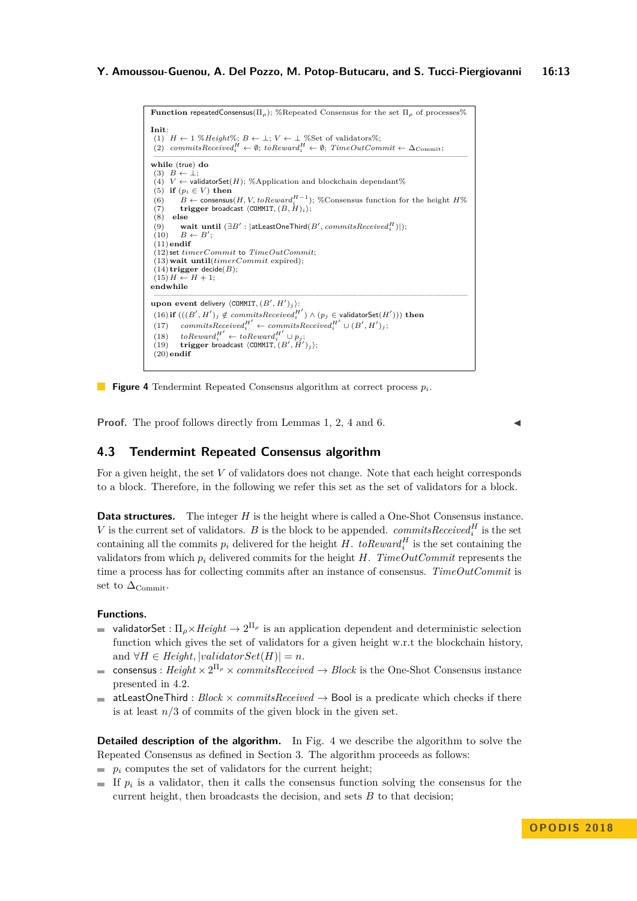```
Function repeatedConsensus(Π_ρ); %Repeated Consensus for the set Π_ρ of processes%

Init:
 (1)  H ← 1 %Height%; B ← ⊥; V ← ⊥ %Set of validators%;
 (2)  commitsReceived_i^H ← ∅; toReward_i^H ← ∅; TimeOutCommit ← Δ_Commit;
────────────────────────────────────────────────────────────────
while (true) do
 (3)  B ← ⊥;
 (4)  V ← validatorSet(H); %Application and blockchain dependant%
 (5)  if (p_i ∈ V) then
 (6)      B ← consensus(H, V, toReward_i^{H−1}); %Consensus function for the height H%
 (7)      trigger broadcast ⟨COMMIT, (B, H)_i⟩;
 (8)  else
 (9)      wait until (∃B' : |atLeastOneThird(B', commitsReceived_i^H)|);
 (10)     B ← B';
 (11) endif
 (12) set timerCommit to TimeOutCommit;
 (13) wait until(timerCommit expired);
 (14) trigger decide(B);
 (15) H ← H + 1;
endwhile
────────────────────────────────────────────────────────────────
upon event delivery ⟨COMMIT, (B', H')_j⟩:
 (16) if (((B', H')_j ∉ commitsReceived_i^{H'}) ∧ (p_j ∈ validatorSet(H'))) then
 (17)     commitsReceived_i^{H'} ← commitsReceived_i^{H'} ∪ (B', H')_j;
 (18)     toReward_i^{H'} ← toReward_i^{H'} ∪ p_j;
 (19)     trigger broadcast ⟨COMMIT, (B', H')_j⟩;
 (20) endif
```

**Figure 4** Tendermint Repeated Consensus algorithm at correct process $p_i$.

**Proof.** The proof follows directly from Lemmas 1, 2, 4 and 6. ◀

## 4.3 Tendermint Repeated Consensus algorithm

For a given height, the set $V$ of validators does not change. Note that each height corresponds to a block. Therefore, in the following we refer this set as the set of validators for a block.

**Data structures.** The integer $H$ is the height where is called a One-Shot Consensus instance. $V$ is the current set of validators. $B$ is the block to be appended. $commitsReceived_i^H$ is the set containing all the commits $p_i$ delivered for the height $H$. $toReward_i^H$ is the set containing the validators from which $p_i$ delivered commits for the height $H$. $TimeOutCommit$ represents the time a process has for collecting commits after an instance of consensus. $TimeOutCommit$ is set to $\Delta_{\text{Commit}}$.

**Functions.**

- validatorSet : $\Pi_\rho \times Height \rightarrow 2^{\Pi_\rho}$ is an application dependent and deterministic selection function which gives the set of validators for a given height w.r.t the blockchain history, and $\forall H \in Height, |validatorSet(H)| = n$.
- consensus : $Height \times 2^{\Pi_\rho} \times commitsReceived \rightarrow Block$ is the One-Shot Consensus instance presented in 4.2.
- atLeastOneThird : $Block \times commitsReceived \rightarrow$ Bool is a predicate which checks if there is at least $n/3$ of commits of the given block in the given set.

**Detailed description of the algorithm.** In Fig. 4 we describe the algorithm to solve the Repeated Consensus as defined in Section 3. The algorithm proceeds as follows:

- $p_i$ computes the set of validators for the current height;
- If $p_i$ is a validator, then it calls the consensus function solving the consensus for the current height, then broadcasts the decision, and sets $B$ to that decision;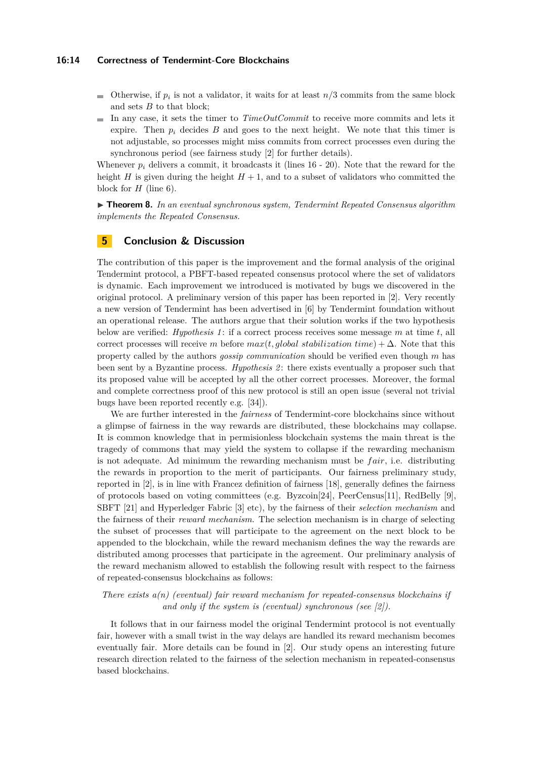- Otherwise, if $p_i$ is not a validator, it waits for at least $n/3$ commits from the same block and sets $B$ to that block;
- In any case, it sets the timer to *TimeOutCommit* to receive more commits and lets it expire. Then $p_i$ decides $B$ and goes to the next height. We note that this timer is not adjustable, so processes might miss commits from correct processes even during the synchronous period (see fairness study [2] for further details).

Whenever $p_i$ delivers a commit, it broadcasts it (lines 16 - 20). Note that the reward for the height $H$ is given during the height $H + 1$, and to a subset of validators who committed the block for $H$ (line 6).

▶ **Theorem 8.** *In an eventual synchronous system, Tendermint Repeated Consensus algorithm implements the Repeated Consensus.*

## 5 Conclusion & Discussion

The contribution of this paper is the improvement and the formal analysis of the original Tendermint protocol, a PBFT-based repeated consensus protocol where the set of validators is dynamic. Each improvement we introduced is motivated by bugs we discovered in the original protocol. A preliminary version of this paper has been reported in [2]. Very recently a new version of Tendermint has been advertised in [6] by Tendermint foundation without an operational release. The authors argue that their solution works if the two hypothesis below are verified: *Hypothesis 1*: if a correct process receives some message $m$ at time $t$, all correct processes will receive $m$ before $max(t, global\ stabilization\ time) + \Delta$. Note that this property called by the authors *gossip communication* should be verified even though $m$ has been sent by a Byzantine process. *Hypothesis 2*: there exists eventually a proposer such that its proposed value will be accepted by all the other correct processes. Moreover, the formal and complete correctness proof of this new protocol is still an open issue (several not trivial bugs have been reported recently e.g. [34]).

We are further interested in the *fairness* of Tendermint-core blockchains since without a glimpse of fairness in the way rewards are distributed, these blockchains may collapse. It is common knowledge that in permisionless blockchain systems the main threat is the tragedy of commons that may yield the system to collapse if the rewarding mechanism is not adequate. Ad minimum the rewarding mechanism must be $fair$, i.e. distributing the rewards in proportion to the merit of participants. Our fairness preliminary study, reported in [2], is in line with Francez definition of fairness [18], generally defines the fairness of protocols based on voting committees (e.g. Byzcoin[24], PeerCensus[11], RedBelly [9], SBFT [21] and Hyperledger Fabric [3] etc), by the fairness of their *selection mechanism* and the fairness of their *reward mechanism*. The selection mechanism is in charge of selecting the subset of processes that will participate to the agreement on the next block to be appended to the blockchain, while the reward mechanism defines the way the rewards are distributed among processes that participate in the agreement. Our preliminary analysis of the reward mechanism allowed to establish the following result with respect to the fairness of repeated-consensus blockchains as follows:

*There exists a(n) (eventual) fair reward mechanism for repeated-consensus blockchains if and only if the system is (eventual) synchronous (see [2]).*

It follows that in our fairness model the original Tendermint protocol is not eventually fair, however with a small twist in the way delays are handled its reward mechanism becomes eventually fair. More details can be found in [2]. Our study opens an interesting future research direction related to the fairness of the selection mechanism in repeated-consensus based blockchains.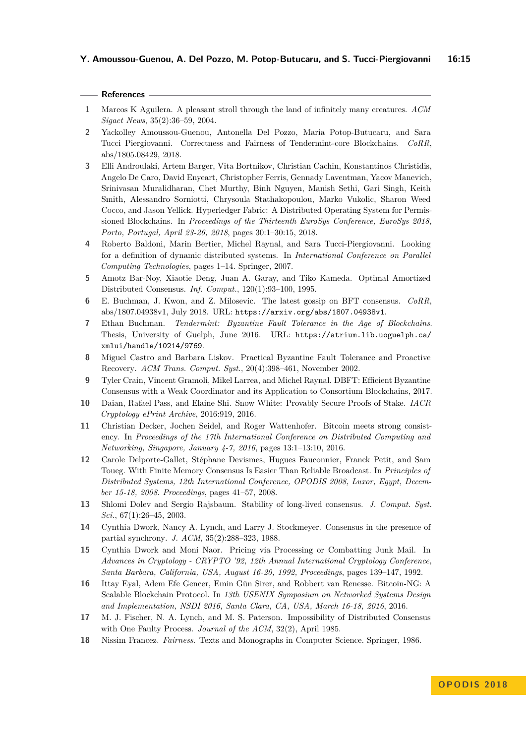## References

1. Marcos K Aguilera. A pleasant stroll through the land of infinitely many creatures. *ACM Sigact News*, 35(2):36–59, 2004.
2. Yackolley Amoussou-Guenou, Antonella Del Pozzo, Maria Potop-Butucaru, and Sara Tucci Piergiovanni. Correctness and Fairness of Tendermint-core Blockchains. *CoRR*, abs/1805.08429, 2018.
3. Elli Androulaki, Artem Barger, Vita Bortnikov, Christian Cachin, Konstantinos Christidis, Angelo De Caro, David Enyeart, Christopher Ferris, Gennady Laventman, Yacov Manevich, Srinivasan Muralidharan, Chet Murthy, Binh Nguyen, Manish Sethi, Gari Singh, Keith Smith, Alessandro Sorniotti, Chrysoula Stathakopoulou, Marko Vukolic, Sharon Weed Cocco, and Jason Yellick. Hyperledger Fabric: A Distributed Operating System for Permissioned Blockchains. In *Proceedings of the Thirteenth EuroSys Conference, EuroSys 2018, Porto, Portugal, April 23-26, 2018*, pages 30:1–30:15, 2018.
4. Roberto Baldoni, Marin Bertier, Michel Raynal, and Sara Tucci-Piergiovanni. Looking for a definition of dynamic distributed systems. In *International Conference on Parallel Computing Technologies*, pages 1–14. Springer, 2007.
5. Amotz Bar-Noy, Xiaotie Deng, Juan A. Garay, and Tiko Kameda. Optimal Amortized Distributed Consensus. *Inf. Comput.*, 120(1):93–100, 1995.
6. E. Buchman, J. Kwon, and Z. Milosevic. The latest gossip on BFT consensus. *CoRR*, abs/1807.04938v1, July 2018. URL: https://arxiv.org/abs/1807.04938v1.
7. Ethan Buchman. *Tendermint: Byzantine Fault Tolerance in the Age of Blockchains*. Thesis, University of Guelph, June 2016. URL: https://atrium.lib.uoguelph.ca/xmlui/handle/10214/9769.
8. Miguel Castro and Barbara Liskov. Practical Byzantine Fault Tolerance and Proactive Recovery. *ACM Trans. Comput. Syst.*, 20(4):398–461, November 2002.
9. Tyler Crain, Vincent Gramoli, Mikel Larrea, and Michel Raynal. DBFT: Efficient Byzantine Consensus with a Weak Coordinator and its Application to Consortium Blockchains, 2017.
10. Daian, Rafael Pass, and Elaine Shi. Snow White: Provably Secure Proofs of Stake. *IACR Cryptology ePrint Archive*, 2016:919, 2016.
11. Christian Decker, Jochen Seidel, and Roger Wattenhofer. Bitcoin meets strong consistency. In *Proceedings of the 17th International Conference on Distributed Computing and Networking, Singapore, January 4-7, 2016*, pages 13:1–13:10, 2016.
12. Carole Delporte-Gallet, Stéphane Devismes, Hugues Fauconnier, Franck Petit, and Sam Toueg. With Finite Memory Consensus Is Easier Than Reliable Broadcast. In *Principles of Distributed Systems, 12th International Conference, OPODIS 2008, Luxor, Egypt, December 15-18, 2008. Proceedings*, pages 41–57, 2008.
13. Shlomi Dolev and Sergio Rajsbaum. Stability of long-lived consensus. *J. Comput. Syst. Sci.*, 67(1):26–45, 2003.
14. Cynthia Dwork, Nancy A. Lynch, and Larry J. Stockmeyer. Consensus in the presence of partial synchrony. *J. ACM*, 35(2):288–323, 1988.
15. Cynthia Dwork and Moni Naor. Pricing via Processing or Combatting Junk Mail. In *Advances in Cryptology - CRYPTO '92, 12th Annual International Cryptology Conference, Santa Barbara, California, USA, August 16-20, 1992, Proceedings*, pages 139–147, 1992.
16. Ittay Eyal, Adem Efe Gencer, Emin Gün Sirer, and Robbert van Renesse. Bitcoin-NG: A Scalable Blockchain Protocol. In *13th USENIX Symposium on Networked Systems Design and Implementation, NSDI 2016, Santa Clara, CA, USA, March 16-18, 2016*, 2016.
17. M. J. Fischer, N. A. Lynch, and M. S. Paterson. Impossibility of Distributed Consensus with One Faulty Process. *Journal of the ACM*, 32(2), April 1985.
18. Nissim Francez. *Fairness*. Texts and Monographs in Computer Science. Springer, 1986.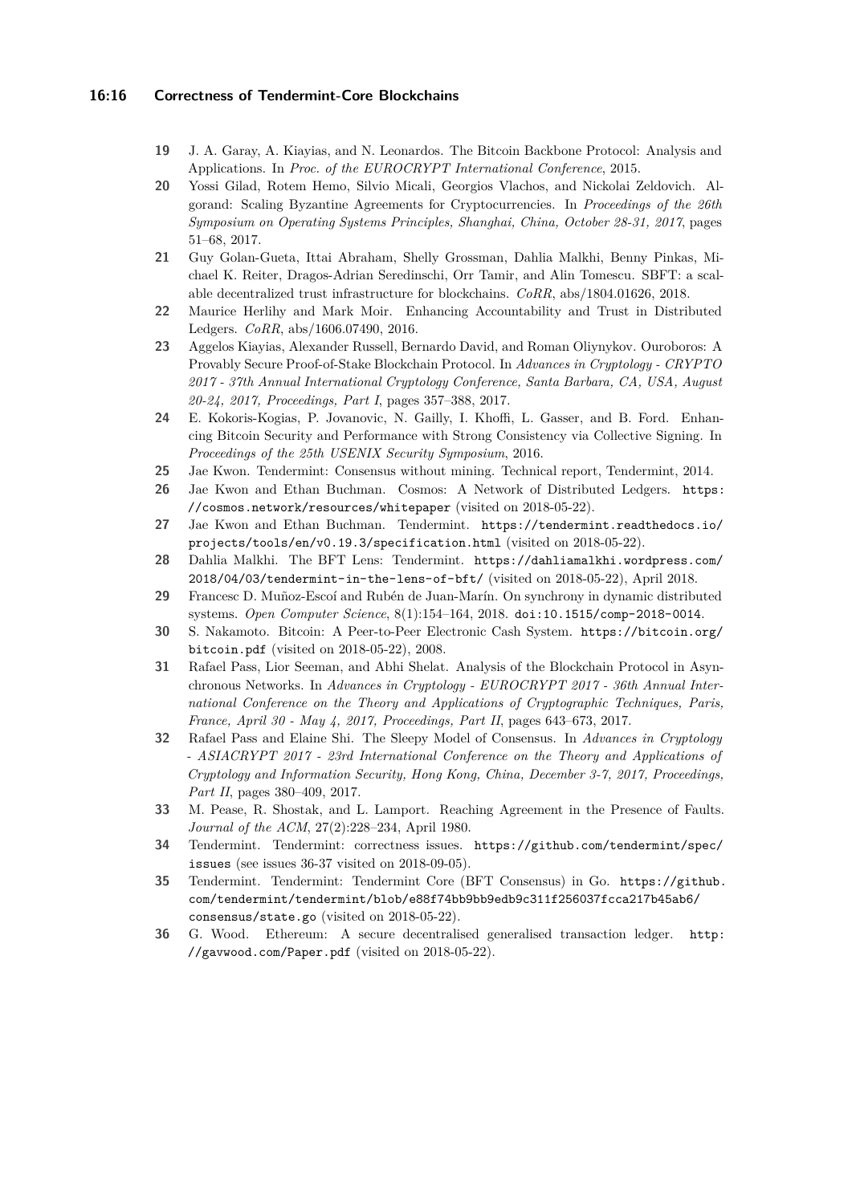19 J. A. Garay, A. Kiayias, and N. Leonardos. The Bitcoin Backbone Protocol: Analysis and Applications. In *Proc. of the EUROCRYPT International Conference*, 2015.

20 Yossi Gilad, Rotem Hemo, Silvio Micali, Georgios Vlachos, and Nickolai Zeldovich. Algorand: Scaling Byzantine Agreements for Cryptocurrencies. In *Proceedings of the 26th Symposium on Operating Systems Principles, Shanghai, China, October 28-31, 2017*, pages 51–68, 2017.

21 Guy Golan-Gueta, Ittai Abraham, Shelly Grossman, Dahlia Malkhi, Benny Pinkas, Michael K. Reiter, Dragos-Adrian Seredinschi, Orr Tamir, and Alin Tomescu. SBFT: a scalable decentralized trust infrastructure for blockchains. *CoRR*, abs/1804.01626, 2018.

22 Maurice Herlihy and Mark Moir. Enhancing Accountability and Trust in Distributed Ledgers. *CoRR*, abs/1606.07490, 2016.

23 Aggelos Kiayias, Alexander Russell, Bernardo David, and Roman Oliynykov. Ouroboros: A Provably Secure Proof-of-Stake Blockchain Protocol. In *Advances in Cryptology - CRYPTO 2017 - 37th Annual International Cryptology Conference, Santa Barbara, CA, USA, August 20-24, 2017, Proceedings, Part I*, pages 357–388, 2017.

24 E. Kokoris-Kogias, P. Jovanovic, N. Gailly, I. Khoffi, L. Gasser, and B. Ford. Enhancing Bitcoin Security and Performance with Strong Consistency via Collective Signing. In *Proceedings of the 25th USENIX Security Symposium*, 2016.

25 Jae Kwon. Tendermint: Consensus without mining. Technical report, Tendermint, 2014.

26 Jae Kwon and Ethan Buchman. Cosmos: A Network of Distributed Ledgers. `https://cosmos.network/resources/whitepaper` (visited on 2018-05-22).

27 Jae Kwon and Ethan Buchman. Tendermint. `https://tendermint.readthedocs.io/projects/tools/en/v0.19.3/specification.html` (visited on 2018-05-22).

28 Dahlia Malkhi. The BFT Lens: Tendermint. `https://dahliamalkhi.wordpress.com/2018/04/03/tendermint-in-the-lens-of-bft/` (visited on 2018-05-22), April 2018.

29 Francesc D. Muñoz-Escoí and Rubén de Juan-Marín. On synchrony in dynamic distributed systems. *Open Computer Science*, 8(1):154–164, 2018. `doi:10.1515/comp-2018-0014`.

30 S. Nakamoto. Bitcoin: A Peer-to-Peer Electronic Cash System. `https://bitcoin.org/bitcoin.pdf` (visited on 2018-05-22), 2008.

31 Rafael Pass, Lior Seeman, and Abhi Shelat. Analysis of the Blockchain Protocol in Asynchronous Networks. In *Advances in Cryptology - EUROCRYPT 2017 - 36th Annual International Conference on the Theory and Applications of Cryptographic Techniques, Paris, France, April 30 - May 4, 2017, Proceedings, Part II*, pages 643–673, 2017.

32 Rafael Pass and Elaine Shi. The Sleepy Model of Consensus. In *Advances in Cryptology - ASIACRYPT 2017 - 23rd International Conference on the Theory and Applications of Cryptology and Information Security, Hong Kong, China, December 3-7, 2017, Proceedings, Part II*, pages 380–409, 2017.

33 M. Pease, R. Shostak, and L. Lamport. Reaching Agreement in the Presence of Faults. *Journal of the ACM*, 27(2):228–234, April 1980.

34 Tendermint. Tendermint: correctness issues. `https://github.com/tendermint/spec/issues` (see issues 36-37 visited on 2018-09-05).

35 Tendermint. Tendermint: Tendermint Core (BFT Consensus) in Go. `https://github.com/tendermint/tendermint/blob/e88f74bb9bb9edb9c311f256037fcca217b45ab6/consensus/state.go` (visited on 2018-05-22).

36 G. Wood. Ethereum: A secure decentralised generalised transaction ledger. `http://gavwood.com/Paper.pdf` (visited on 2018-05-22).